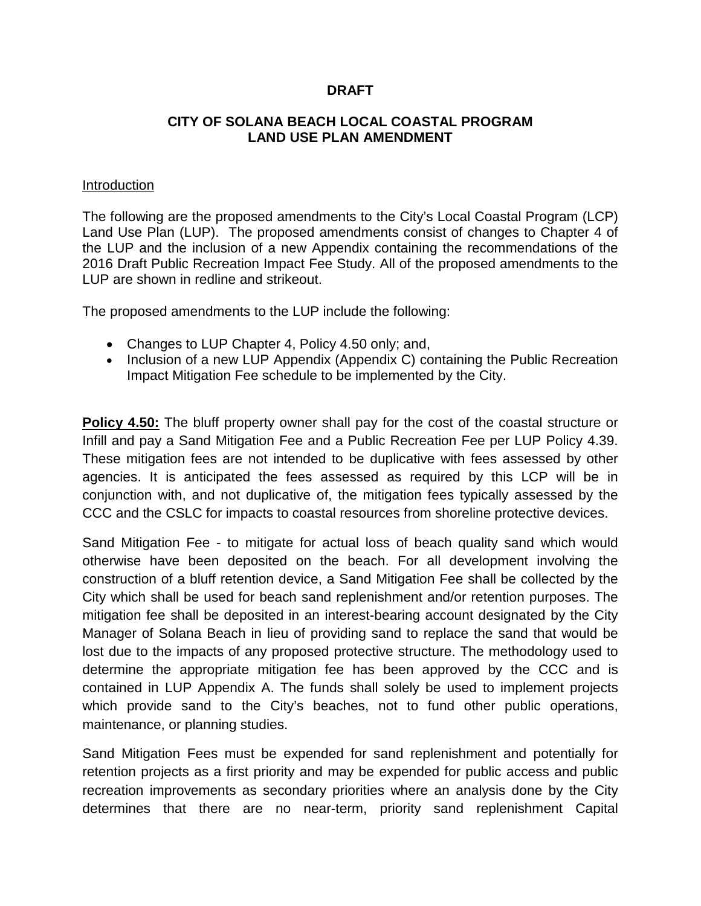**DRAFT**

**CITY OF SOLANA BEACH LOCAL COASTAL PROGRAM LAND USE PLAN AMENDMENT**

Introduction

The following are the proposed amendments to the City's Local Coastal Program (LCP) Land Use Plan (LUP). The proposed amendments consist of changes to Chapter 4 of the LUP and the inclusion of a new Appendix containing the recommendations of the 2016 Draft Public Recreation Impact Fee Study. All of the proposed amendments to the LUP are shown in redline and strikeout.

The proposed amendments to the LUP include the following:

- Changes to LUP Chapter 4, Policy 4.50 only; and,
- Inclusion of a new LUP Appendix (Appendix C) containing the Public Recreation Impact Mitigation Fee schedule to be implemented by the City.

**Policy 4.50:** The bluff property owner shall pay for the cost of the coastal structure or Infill and pay a Sand Mitigation Fee and a Public Recreation Fee per LUP Policy 4.39. These mitigation fees are not intended to be duplicative with fees assessed by other agencies. It is anticipated the fees assessed as required by this LCP will be in conjunction with, and not duplicative of, the mitigation fees typically assessed by the CCC and the CSLC for impacts to coastal resources from shoreline protective devices.

Sand Mitigation Fee - to mitigate for actual loss of beach quality sand which would otherwise have been deposited on the beach. For all development involving the construction of a bluff retention device, a Sand Mitigation Fee shall be collected by the City which shall be used for beach sand replenishment and/or retention purposes. The mitigation fee shall be deposited in an interest-bearing account designated by the City Manager of Solana Beach in lieu of providing sand to replace the sand that would be lost due to the impacts of any proposed protective structure. The methodology used to determine the appropriate mitigation fee has been approved by the CCC and is contained in LUP Appendix A. The funds shall solely be used to implement projects which provide sand to the City's beaches, not to fund other public operations, maintenance, or planning studies.

Sand Mitigation Fees must be expended for sand replenishment and potentially for retention projects as a first priority and may be expended for public access and public recreation improvements as secondary priorities where an analysis done by the City determines that there are no near-term, priority sand replenishment Capital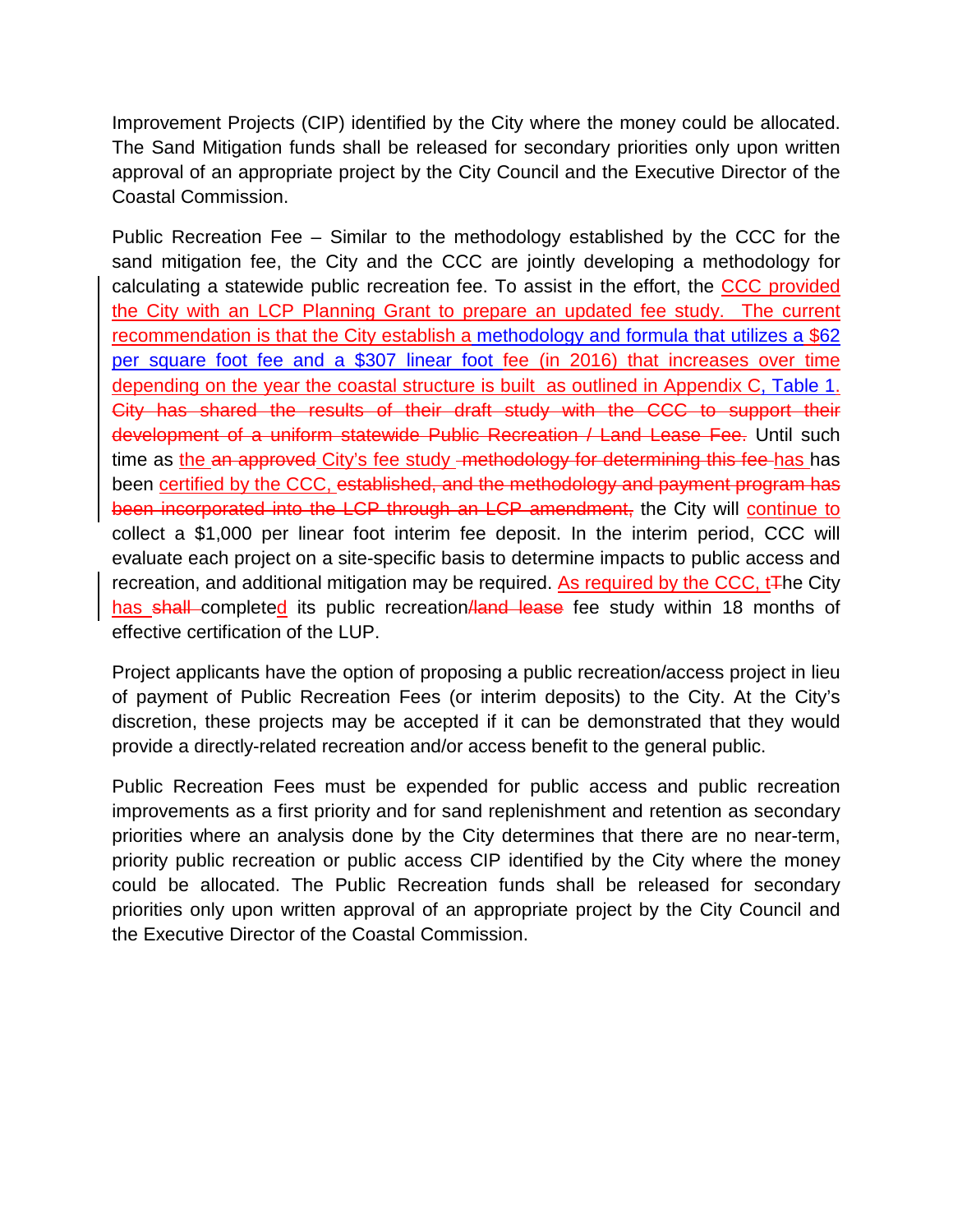Improvement Projects (CIP) identified by the City where the money could be allocated. The Sand Mitigation funds shall be released for secondary priorities only upon written approval of an appropriate project by the City Council and the Executive Director of the Coastal Commission.

Public Recreation Fee – Similar to the methodology established by the CCC for the sand mitigation fee, the City and the CCC are jointly developing a methodology for calculating a statewide public recreation fee. To assist in the effort, the CCC provided the City with an LCP Planning Grant to prepare an updated fee study. The current recommendation is that the City establish a methodology and formula that utilizes a $62 per square foot fee and a $307 linear foot fee (in 2016) that increases over time depending on the year the coastal structure is built as outlined in Appendix C, Table 1. ~~City has shared the results of their draft study with the CCC to support their development of a uniform statewide Public Recreation / Land Lease Fee.~~ Until such time as the ~~an approved~~ City's fee study ~~methodology for determining this fee~~ has has been certified by the CCC, ~~established, and the methodology and payment program has been incorporated into the LCP through an LCP amendment,~~ the City will continue to collect a $1,000 per linear foot interim fee deposit. In the interim period, CCC will evaluate each project on a site-specific basis to determine impacts to public access and recreation, and additional mitigation may be required. As required by the CCC, t~~T~~he City has ~~shall~~ completed its public recreation~~/land lease~~ fee study within 18 months of effective certification of the LUP.

Project applicants have the option of proposing a public recreation/access project in lieu of payment of Public Recreation Fees (or interim deposits) to the City. At the City's discretion, these projects may be accepted if it can be demonstrated that they would provide a directly-related recreation and/or access benefit to the general public.

Public Recreation Fees must be expended for public access and public recreation improvements as a first priority and for sand replenishment and retention as secondary priorities where an analysis done by the City determines that there are no near-term, priority public recreation or public access CIP identified by the City where the money could be allocated. The Public Recreation funds shall be released for secondary priorities only upon written approval of an appropriate project by the City Council and the Executive Director of the Coastal Commission.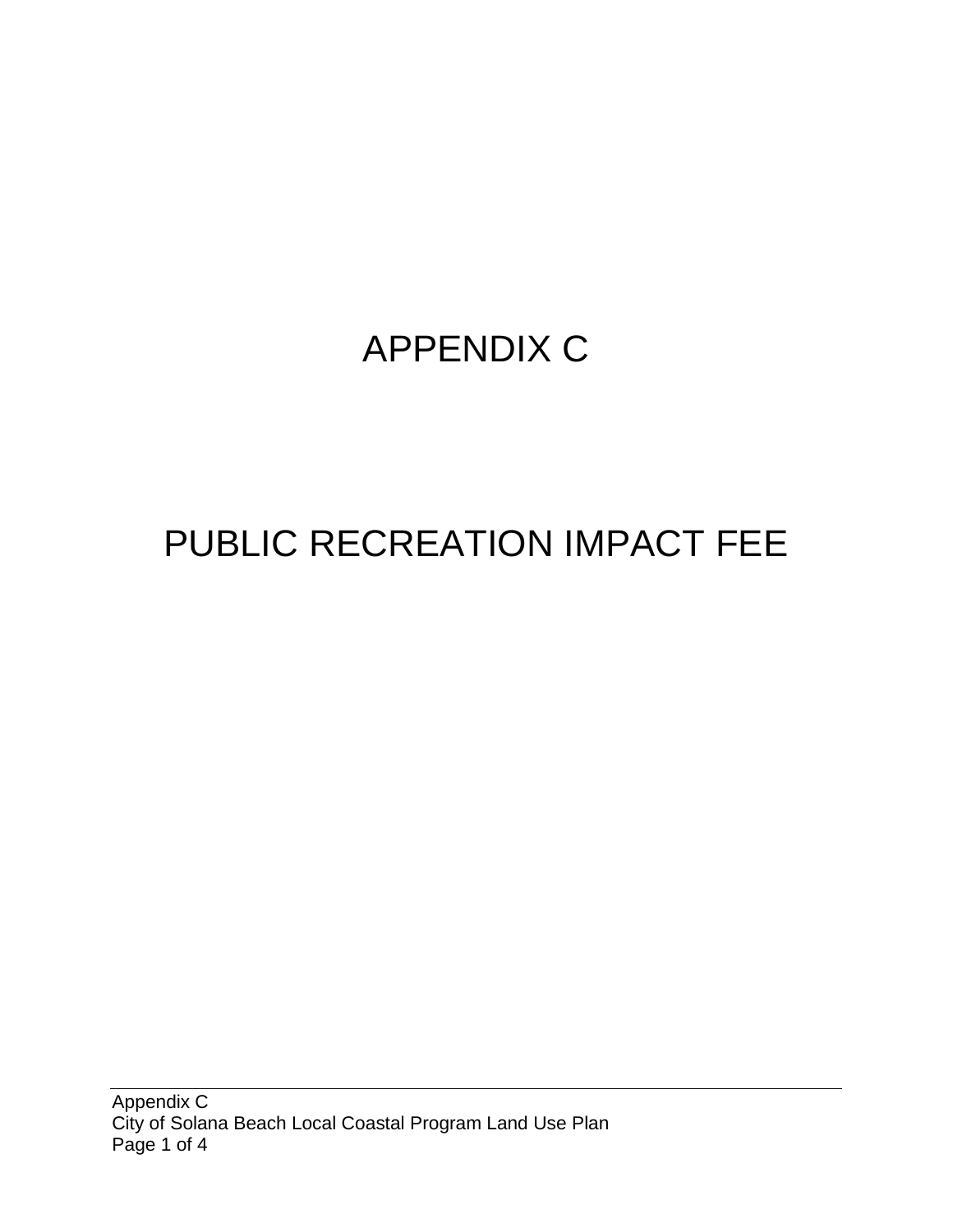# APPENDIX C

# PUBLIC RECREATION IMPACT FEE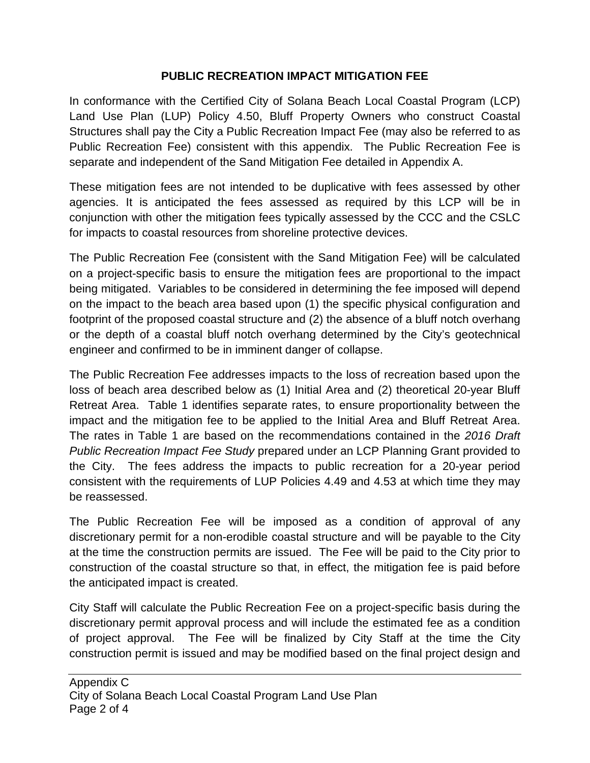## PUBLIC RECREATION IMPACT MITIGATION FEE

In conformance with the Certified City of Solana Beach Local Coastal Program (LCP) Land Use Plan (LUP) Policy 4.50, Bluff Property Owners who construct Coastal Structures shall pay the City a Public Recreation Impact Fee (may also be referred to as Public Recreation Fee) consistent with this appendix. The Public Recreation Fee is separate and independent of the Sand Mitigation Fee detailed in Appendix A.

These mitigation fees are not intended to be duplicative with fees assessed by other agencies. It is anticipated the fees assessed as required by this LCP will be in conjunction with other the mitigation fees typically assessed by the CCC and the CSLC for impacts to coastal resources from shoreline protective devices.

The Public Recreation Fee (consistent with the Sand Mitigation Fee) will be calculated on a project-specific basis to ensure the mitigation fees are proportional to the impact being mitigated. Variables to be considered in determining the fee imposed will depend on the impact to the beach area based upon (1) the specific physical configuration and footprint of the proposed coastal structure and (2) the absence of a bluff notch overhang or the depth of a coastal bluff notch overhang determined by the City's geotechnical engineer and confirmed to be in imminent danger of collapse.

The Public Recreation Fee addresses impacts to the loss of recreation based upon the loss of beach area described below as (1) Initial Area and (2) theoretical 20-year Bluff Retreat Area. Table 1 identifies separate rates, to ensure proportionality between the impact and the mitigation fee to be applied to the Initial Area and Bluff Retreat Area. The rates in Table 1 are based on the recommendations contained in the *2016 Draft Public Recreation Impact Fee Study* prepared under an LCP Planning Grant provided to the City. The fees address the impacts to public recreation for a 20-year period consistent with the requirements of LUP Policies 4.49 and 4.53 at which time they may be reassessed.

The Public Recreation Fee will be imposed as a condition of approval of any discretionary permit for a non-erodible coastal structure and will be payable to the City at the time the construction permits are issued. The Fee will be paid to the City prior to construction of the coastal structure so that, in effect, the mitigation fee is paid before the anticipated impact is created.

City Staff will calculate the Public Recreation Fee on a project-specific basis during the discretionary permit approval process and will include the estimated fee as a condition of project approval. The Fee will be finalized by City Staff at the time the City construction permit is issued and may be modified based on the final project design and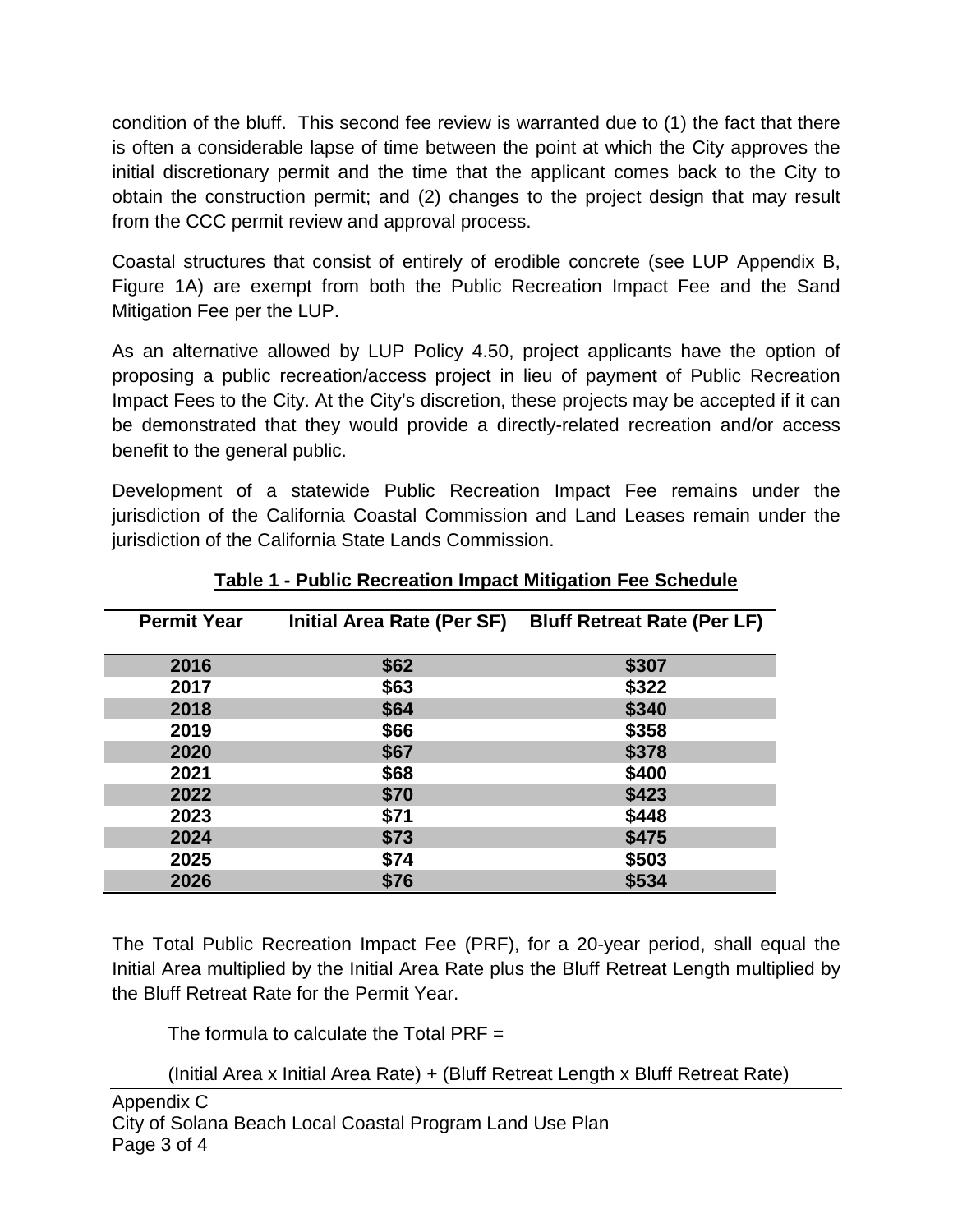condition of the bluff. This second fee review is warranted due to (1) the fact that there is often a considerable lapse of time between the point at which the City approves the initial discretionary permit and the time that the applicant comes back to the City to obtain the construction permit; and (2) changes to the project design that may result from the CCC permit review and approval process.

Coastal structures that consist of entirely of erodible concrete (see LUP Appendix B, Figure 1A) are exempt from both the Public Recreation Impact Fee and the Sand Mitigation Fee per the LUP.

As an alternative allowed by LUP Policy 4.50, project applicants have the option of proposing a public recreation/access project in lieu of payment of Public Recreation Impact Fees to the City. At the City's discretion, these projects may be accepted if it can be demonstrated that they would provide a directly-related recreation and/or access benefit to the general public.

Development of a statewide Public Recreation Impact Fee remains under the jurisdiction of the California Coastal Commission and Land Leases remain under the jurisdiction of the California State Lands Commission.

**Table 1 - Public Recreation Impact Mitigation Fee Schedule**

| Permit Year | Initial Area Rate (Per SF) | Bluff Retreat Rate (Per LF) |
|---|---|---|
| 2016 | $62 | $307 |
| 2017 | $63 | $322 |
| 2018 | $64 | $340 |
| 2019 | $66 | $358 |
| 2020 | $67 | $378 |
| 2021 | $68 | $400 |
| 2022 | $70 | $423 |
| 2023 | $71 | $448 |
| 2024 | $73 | $475 |
| 2025 | $74 | $503 |
| 2026 | $76 | $534 |

The Total Public Recreation Impact Fee (PRF), for a 20-year period, shall equal the Initial Area multiplied by the Initial Area Rate plus the Bluff Retreat Length multiplied by the Bluff Retreat Rate for the Permit Year.

The formula to calculate the Total PRF =

(Initial Area x Initial Area Rate) + (Bluff Retreat Length x Bluff Retreat Rate)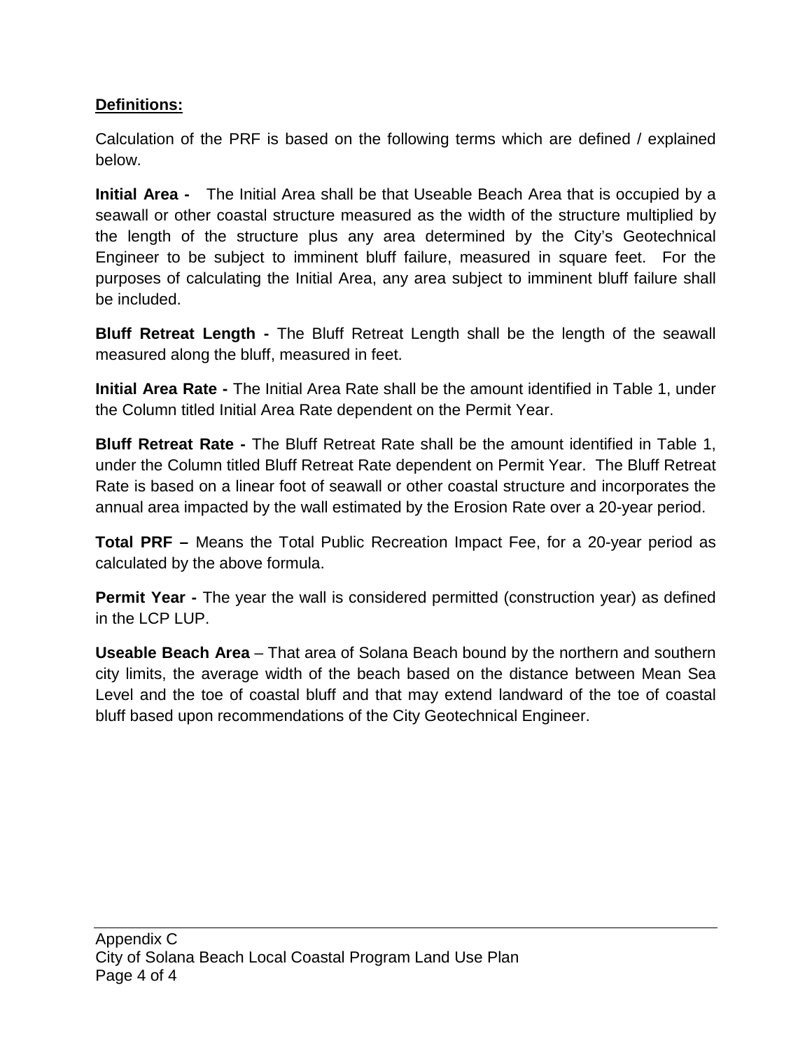**Definitions:**

Calculation of the PRF is based on the following terms which are defined / explained below.

**Initial Area -** The Initial Area shall be that Useable Beach Area that is occupied by a seawall or other coastal structure measured as the width of the structure multiplied by the length of the structure plus any area determined by the City's Geotechnical Engineer to be subject to imminent bluff failure, measured in square feet. For the purposes of calculating the Initial Area, any area subject to imminent bluff failure shall be included.

**Bluff Retreat Length -** The Bluff Retreat Length shall be the length of the seawall measured along the bluff, measured in feet.

**Initial Area Rate -** The Initial Area Rate shall be the amount identified in Table 1, under the Column titled Initial Area Rate dependent on the Permit Year.

**Bluff Retreat Rate -** The Bluff Retreat Rate shall be the amount identified in Table 1, under the Column titled Bluff Retreat Rate dependent on Permit Year. The Bluff Retreat Rate is based on a linear foot of seawall or other coastal structure and incorporates the annual area impacted by the wall estimated by the Erosion Rate over a 20-year period.

**Total PRF –** Means the Total Public Recreation Impact Fee, for a 20-year period as calculated by the above formula.

**Permit Year -** The year the wall is considered permitted (construction year) as defined in the LCP LUP.

**Useable Beach Area** – That area of Solana Beach bound by the northern and southern city limits, the average width of the beach based on the distance between Mean Sea Level and the toe of coastal bluff and that may extend landward of the toe of coastal bluff based upon recommendations of the City Geotechnical Engineer.